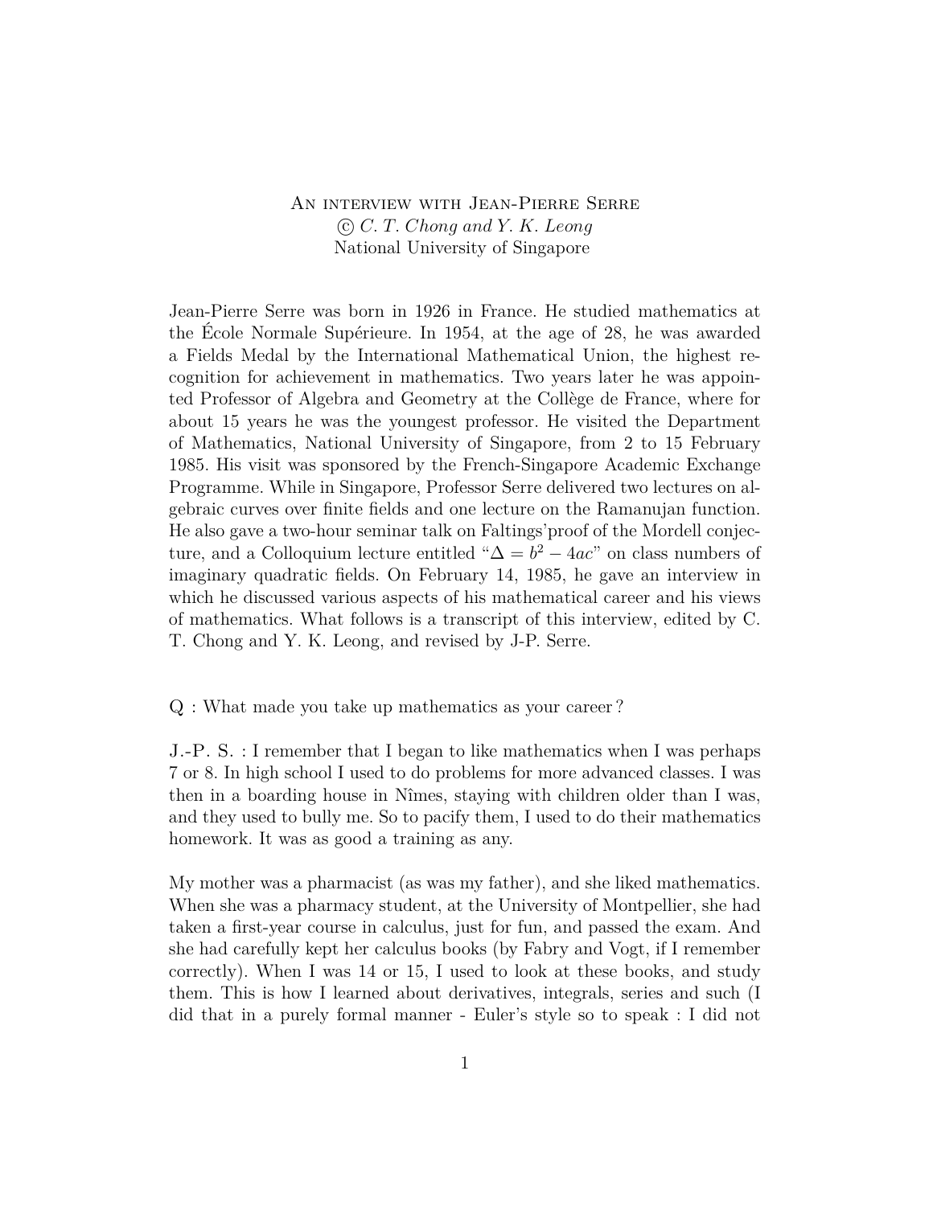# An interview with Jean-Pierre Serre

© *C. T. Chong and Y. K. Leong*
National University of Singapore

Jean-Pierre Serre was born in 1926 in France. He studied mathematics at the École Normale Supérieure. In 1954, at the age of 28, he was awarded a Fields Medal by the International Mathematical Union, the highest recognition for achievement in mathematics. Two years later he was appointed Professor of Algebra and Geometry at the Collège de France, where for about 15 years he was the youngest professor. He visited the Department of Mathematics, National University of Singapore, from 2 to 15 February 1985. His visit was sponsored by the French-Singapore Academic Exchange Programme. While in Singapore, Professor Serre delivered two lectures on algebraic curves over finite fields and one lecture on the Ramanujan function. He also gave a two-hour seminar talk on Faltings'proof of the Mordell conjecture, and a Colloquium lecture entitled "$\Delta = b^2 - 4ac$" on class numbers of imaginary quadratic fields. On February 14, 1985, he gave an interview in which he discussed various aspects of his mathematical career and his views of mathematics. What follows is a transcript of this interview, edited by C. T. Chong and Y. K. Leong, and revised by J-P. Serre.

Q : What made you take up mathematics as your career ?

J.-P. S. : I remember that I began to like mathematics when I was perhaps 7 or 8. In high school I used to do problems for more advanced classes. I was then in a boarding house in Nîmes, staying with children older than I was, and they used to bully me. So to pacify them, I used to do their mathematics homework. It was as good a training as any.

My mother was a pharmacist (as was my father), and she liked mathematics. When she was a pharmacy student, at the University of Montpellier, she had taken a first-year course in calculus, just for fun, and passed the exam. And she had carefully kept her calculus books (by Fabry and Vogt, if I remember correctly). When I was 14 or 15, I used to look at these books, and study them. This is how I learned about derivatives, integrals, series and such (I did that in a purely formal manner - Euler's style so to speak : I did not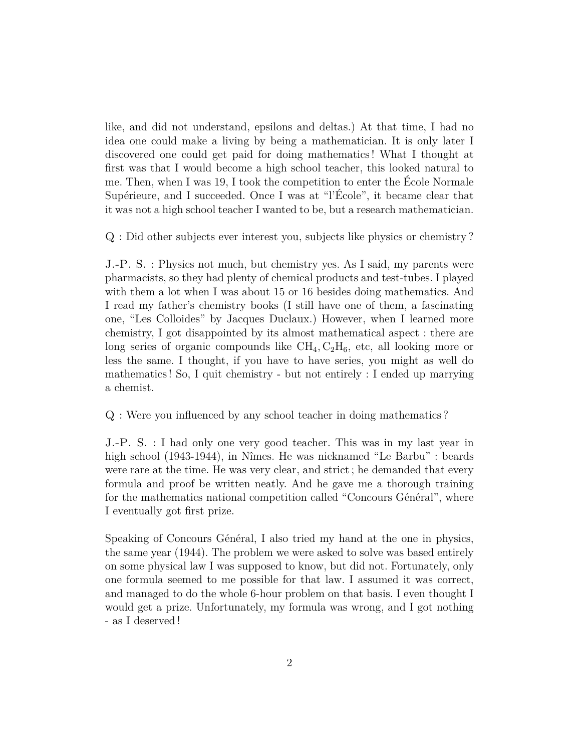like, and did not understand, epsilons and deltas.) At that time, I had no idea one could make a living by being a mathematician. It is only later I discovered one could get paid for doing mathematics ! What I thought at first was that I would become a high school teacher, this looked natural to me. Then, when I was 19, I took the competition to enter the École Normale Supérieure, and I succeeded. Once I was at "l'École", it became clear that it was not a high school teacher I wanted to be, but a research mathematician.

Q : Did other subjects ever interest you, subjects like physics or chemistry ?

J.-P. S. : Physics not much, but chemistry yes. As I said, my parents were pharmacists, so they had plenty of chemical products and test-tubes. I played with them a lot when I was about 15 or 16 besides doing mathematics. And I read my father's chemistry books (I still have one of them, a fascinating one, "Les Colloides" by Jacques Duclaux.) However, when I learned more chemistry, I got disappointed by its almost mathematical aspect : there are long series of organic compounds like $CH_4, C_2H_6$, etc, all looking more or less the same. I thought, if you have to have series, you might as well do mathematics ! So, I quit chemistry - but not entirely : I ended up marrying a chemist.

Q : Were you influenced by any school teacher in doing mathematics ?

J.-P. S. : I had only one very good teacher. This was in my last year in high school (1943-1944), in Nîmes. He was nicknamed "Le Barbu" : beards were rare at the time. He was very clear, and strict ; he demanded that every formula and proof be written neatly. And he gave me a thorough training for the mathematics national competition called "Concours Général", where I eventually got first prize.

Speaking of Concours Général, I also tried my hand at the one in physics, the same year (1944). The problem we were asked to solve was based entirely on some physical law I was supposed to know, but did not. Fortunately, only one formula seemed to me possible for that law. I assumed it was correct, and managed to do the whole 6-hour problem on that basis. I even thought I would get a prize. Unfortunately, my formula was wrong, and I got nothing - as I deserved !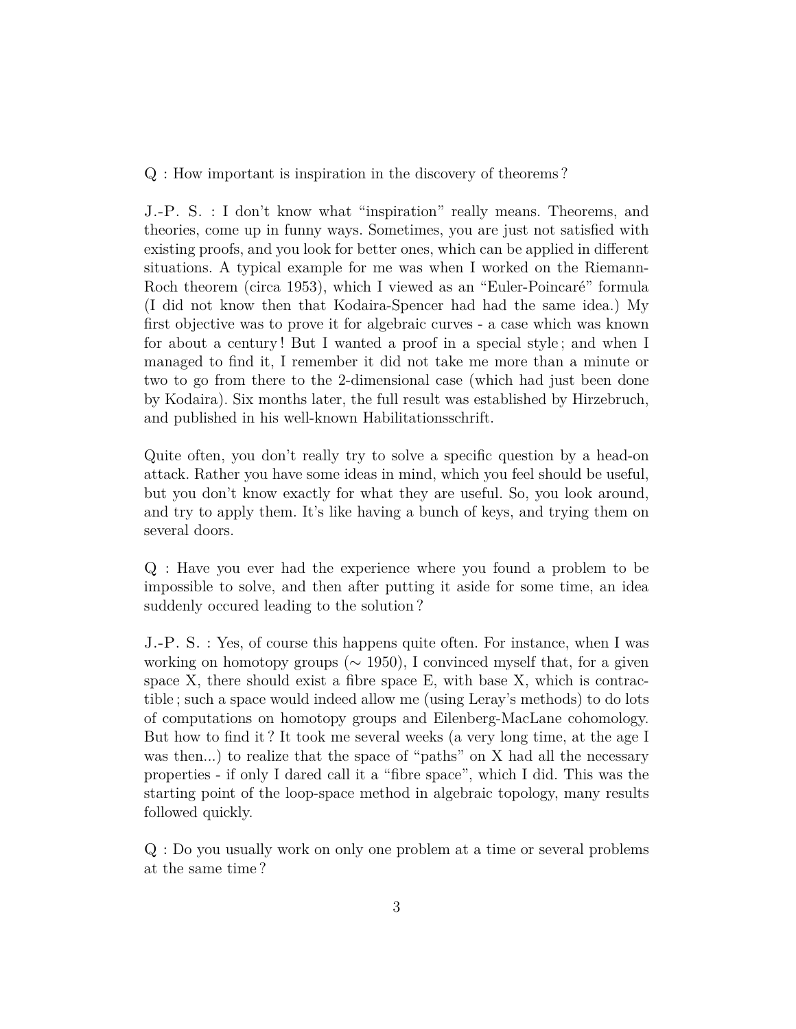Q : How important is inspiration in the discovery of theorems ?

J.-P. S. : I don't know what "inspiration" really means. Theorems, and theories, come up in funny ways. Sometimes, you are just not satisfied with existing proofs, and you look for better ones, which can be applied in different situations. A typical example for me was when I worked on the Riemann-Roch theorem (circa 1953), which I viewed as an "Euler-Poincaré" formula (I did not know then that Kodaira-Spencer had had the same idea.) My first objective was to prove it for algebraic curves - a case which was known for about a century ! But I wanted a proof in a special style ; and when I managed to find it, I remember it did not take me more than a minute or two to go from there to the 2-dimensional case (which had just been done by Kodaira). Six months later, the full result was established by Hirzebruch, and published in his well-known Habilitationsschrift.

Quite often, you don't really try to solve a specific question by a head-on attack. Rather you have some ideas in mind, which you feel should be useful, but you don't know exactly for what they are useful. So, you look around, and try to apply them. It's like having a bunch of keys, and trying them on several doors.

Q : Have you ever had the experience where you found a problem to be impossible to solve, and then after putting it aside for some time, an idea suddenly occured leading to the solution ?

J.-P. S. : Yes, of course this happens quite often. For instance, when I was working on homotopy groups ($\sim$ 1950), I convinced myself that, for a given space X, there should exist a fibre space E, with base X, which is contractible ; such a space would indeed allow me (using Leray's methods) to do lots of computations on homotopy groups and Eilenberg-MacLane cohomology. But how to find it ? It took me several weeks (a very long time, at the age I was then...) to realize that the space of "paths" on X had all the necessary properties - if only I dared call it a "fibre space", which I did. This was the starting point of the loop-space method in algebraic topology, many results followed quickly.

Q : Do you usually work on only one problem at a time or several problems at the same time ?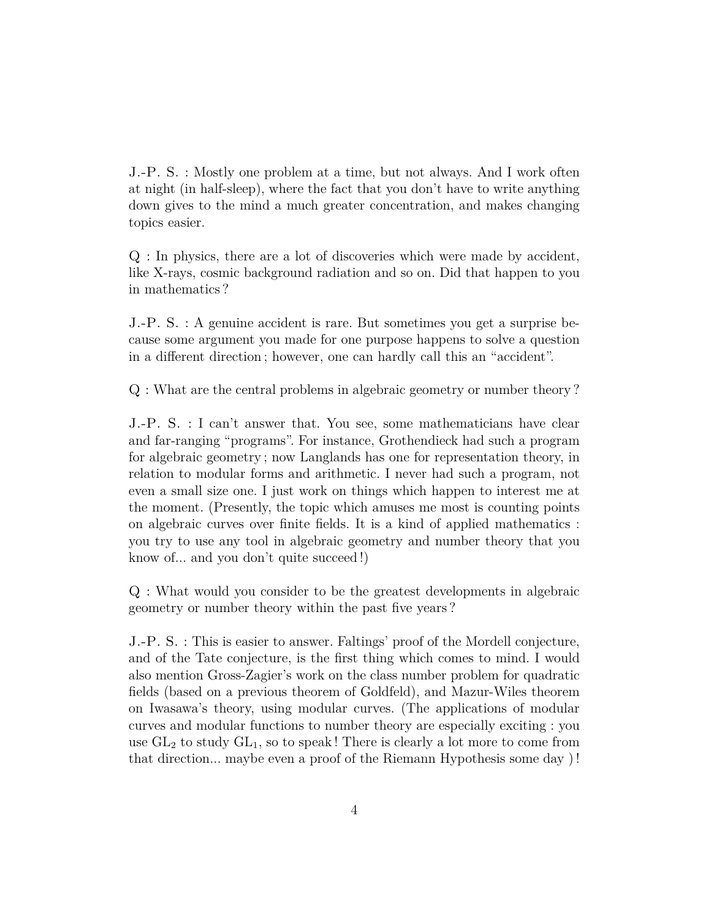J.-P. S. : Mostly one problem at a time, but not always. And I work often at night (in half-sleep), where the fact that you don't have to write anything down gives to the mind a much greater concentration, and makes changing topics easier.

Q : In physics, there are a lot of discoveries which were made by accident, like X-rays, cosmic background radiation and so on. Did that happen to you in mathematics ?

J.-P. S. : A genuine accident is rare. But sometimes you get a surprise because some argument you made for one purpose happens to solve a question in a different direction ; however, one can hardly call this an "accident".

Q : What are the central problems in algebraic geometry or number theory ?

J.-P. S. : I can't answer that. You see, some mathematicians have clear and far-ranging "programs". For instance, Grothendieck had such a program for algebraic geometry ; now Langlands has one for representation theory, in relation to modular forms and arithmetic. I never had such a program, not even a small size one. I just work on things which happen to interest me at the moment. (Presently, the topic which amuses me most is counting points on algebraic curves over finite fields. It is a kind of applied mathematics : you try to use any tool in algebraic geometry and number theory that you know of... and you don't quite succeed !)

Q : What would you consider to be the greatest developments in algebraic geometry or number theory within the past five years ?

J.-P. S. : This is easier to answer. Faltings' proof of the Mordell conjecture, and of the Tate conjecture, is the first thing which comes to mind. I would also mention Gross-Zagier's work on the class number problem for quadratic fields (based on a previous theorem of Goldfeld), and Mazur-Wiles theorem on Iwasawa's theory, using modular curves. (The applications of modular curves and modular functions to number theory are especially exciting : you use $\mathrm{GL}_2$ to study $\mathrm{GL}_1$, so to speak ! There is clearly a lot more to come from that direction... maybe even a proof of the Riemann Hypothesis some day ) !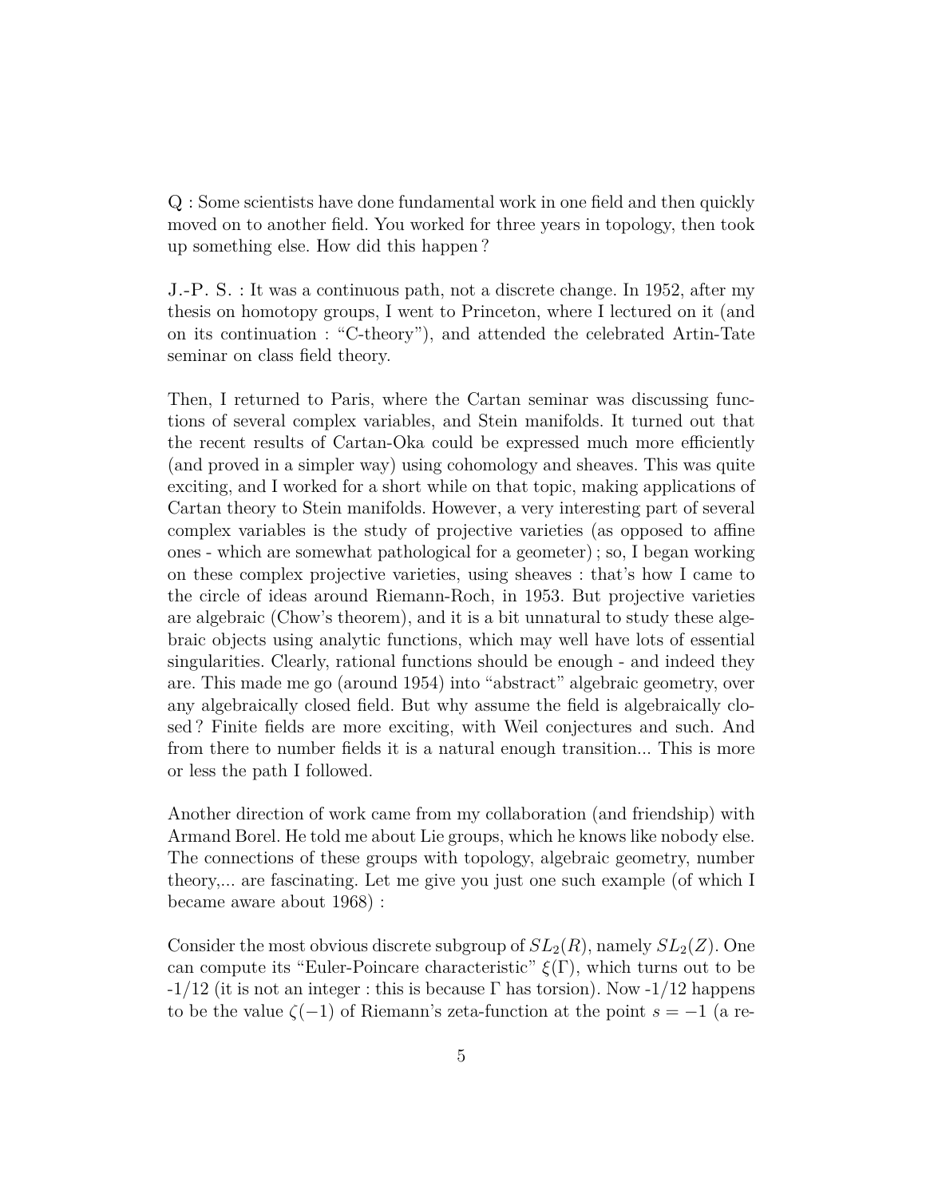Q : Some scientists have done fundamental work in one field and then quickly moved on to another field. You worked for three years in topology, then took up something else. How did this happen ?

J.-P. S. : It was a continuous path, not a discrete change. In 1952, after my thesis on homotopy groups, I went to Princeton, where I lectured on it (and on its continuation : "C-theory"), and attended the celebrated Artin-Tate seminar on class field theory.

Then, I returned to Paris, where the Cartan seminar was discussing functions of several complex variables, and Stein manifolds. It turned out that the recent results of Cartan-Oka could be expressed much more efficiently (and proved in a simpler way) using cohomology and sheaves. This was quite exciting, and I worked for a short while on that topic, making applications of Cartan theory to Stein manifolds. However, a very interesting part of several complex variables is the study of projective varieties (as opposed to affine ones - which are somewhat pathological for a geometer) ; so, I began working on these complex projective varieties, using sheaves : that's how I came to the circle of ideas around Riemann-Roch, in 1953. But projective varieties are algebraic (Chow's theorem), and it is a bit unnatural to study these algebraic objects using analytic functions, which may well have lots of essential singularities. Clearly, rational functions should be enough - and indeed they are. This made me go (around 1954) into "abstract" algebraic geometry, over any algebraically closed field. But why assume the field is algebraically closed ? Finite fields are more exciting, with Weil conjectures and such. And from there to number fields it is a natural enough transition... This is more or less the path I followed.

Another direction of work came from my collaboration (and friendship) with Armand Borel. He told me about Lie groups, which he knows like nobody else. The connections of these groups with topology, algebraic geometry, number theory,... are fascinating. Let me give you just one such example (of which I became aware about 1968) :

Consider the most obvious discrete subgroup of $SL_2(R)$, namely $SL_2(Z)$. One can compute its "Euler-Poincare characteristic" $\xi(\Gamma)$, which turns out to be -1/12 (it is not an integer : this is because $\Gamma$ has torsion). Now -1/12 happens to be the value $\zeta(-1)$ of Riemann's zeta-function at the point $s = -1$ (a re-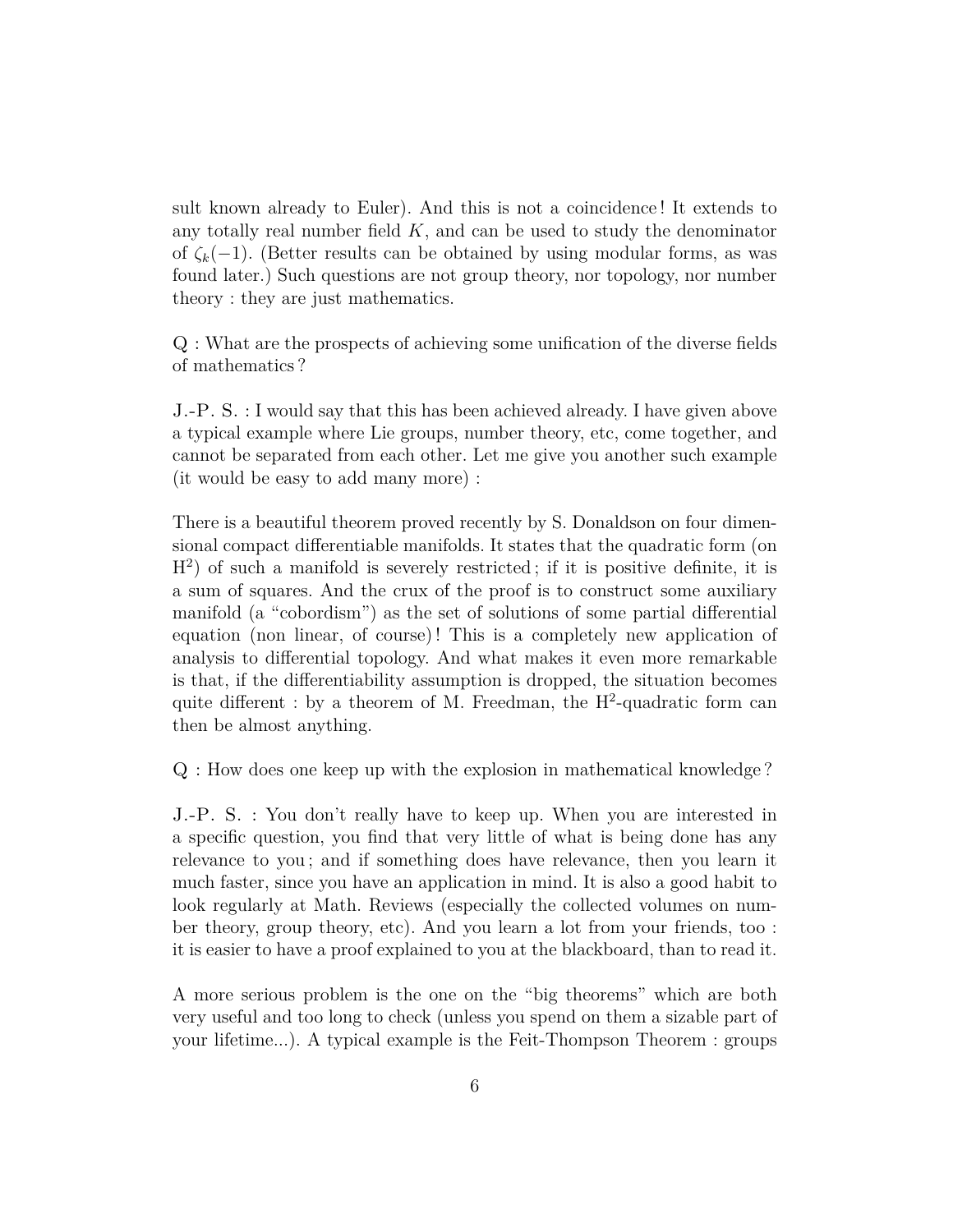sult known already to Euler). And this is not a coincidence ! It extends to any totally real number field $K$, and can be used to study the denominator of $\zeta_k(-1)$. (Better results can be obtained by using modular forms, as was found later.) Such questions are not group theory, nor topology, nor number theory : they are just mathematics.

Q : What are the prospects of achieving some unification of the diverse fields of mathematics ?

J.-P. S. : I would say that this has been achieved already. I have given above a typical example where Lie groups, number theory, etc, come together, and cannot be separated from each other. Let me give you another such example (it would be easy to add many more) :

There is a beautiful theorem proved recently by S. Donaldson on four dimensional compact differentiable manifolds. It states that the quadratic form (on $H^2$) of such a manifold is severely restricted ; if it is positive definite, it is a sum of squares. And the crux of the proof is to construct some auxiliary manifold (a "cobordism") as the set of solutions of some partial differential equation (non linear, of course) ! This is a completely new application of analysis to differential topology. And what makes it even more remarkable is that, if the differentiability assumption is dropped, the situation becomes quite different : by a theorem of M. Freedman, the $H^2$-quadratic form can then be almost anything.

Q : How does one keep up with the explosion in mathematical knowledge ?

J.-P. S. : You don't really have to keep up. When you are interested in a specific question, you find that very little of what is being done has any relevance to you ; and if something does have relevance, then you learn it much faster, since you have an application in mind. It is also a good habit to look regularly at Math. Reviews (especially the collected volumes on number theory, group theory, etc). And you learn a lot from your friends, too : it is easier to have a proof explained to you at the blackboard, than to read it.

A more serious problem is the one on the "big theorems" which are both very useful and too long to check (unless you spend on them a sizable part of your lifetime...). A typical example is the Feit-Thompson Theorem : groups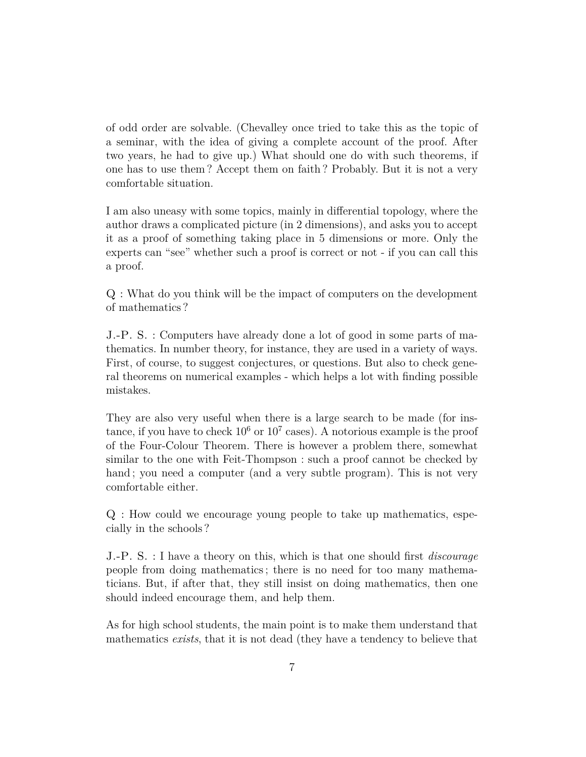of odd order are solvable. (Chevalley once tried to take this as the topic of a seminar, with the idea of giving a complete account of the proof. After two years, he had to give up.) What should one do with such theorems, if one has to use them ? Accept them on faith ? Probably. But it is not a very comfortable situation.

I am also uneasy with some topics, mainly in differential topology, where the author draws a complicated picture (in 2 dimensions), and asks you to accept it as a proof of something taking place in 5 dimensions or more. Only the experts can "see" whether such a proof is correct or not - if you can call this a proof.

Q : What do you think will be the impact of computers on the development of mathematics ?

J.-P. S. : Computers have already done a lot of good in some parts of mathematics. In number theory, for instance, they are used in a variety of ways. First, of course, to suggest conjectures, or questions. But also to check general theorems on numerical examples - which helps a lot with finding possible mistakes.

They are also very useful when there is a large search to be made (for instance, if you have to check $10^6$ or $10^7$ cases). A notorious example is the proof of the Four-Colour Theorem. There is however a problem there, somewhat similar to the one with Feit-Thompson : such a proof cannot be checked by hand ; you need a computer (and a very subtle program). This is not very comfortable either.

Q : How could we encourage young people to take up mathematics, especially in the schools ?

J.-P. S. : I have a theory on this, which is that one should first *discourage* people from doing mathematics ; there is no need for too many mathematicians. But, if after that, they still insist on doing mathematics, then one should indeed encourage them, and help them.

As for high school students, the main point is to make them understand that mathematics *exists*, that it is not dead (they have a tendency to believe that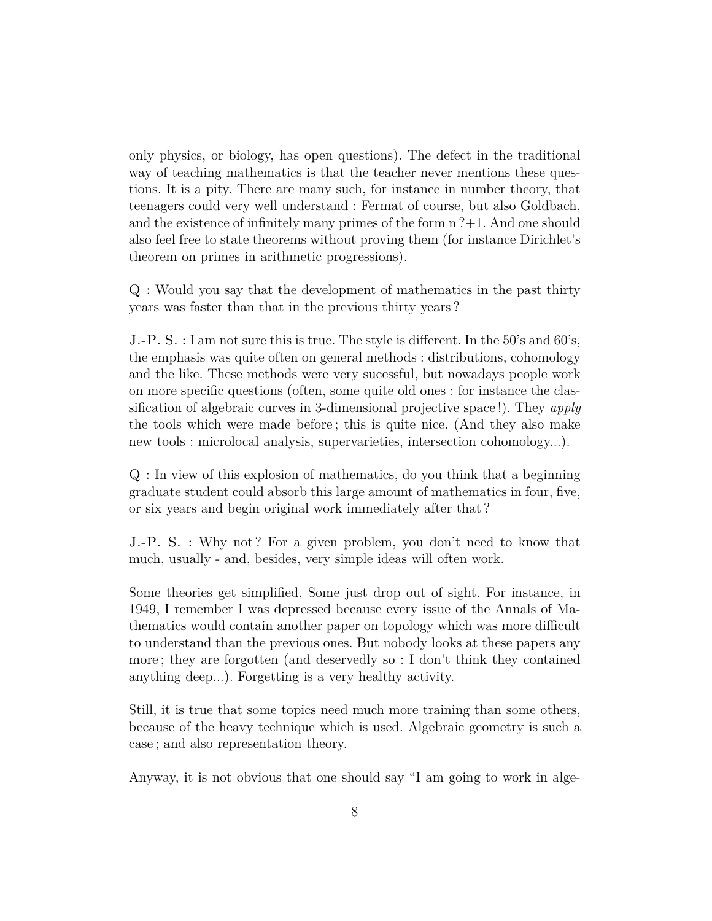only physics, or biology, has open questions). The defect in the traditional way of teaching mathematics is that the teacher never mentions these questions. It is a pity. There are many such, for instance in number theory, that teenagers could very well understand : Fermat of course, but also Goldbach, and the existence of infinitely many primes of the form n ?+1. And one should also feel free to state theorems without proving them (for instance Dirichlet's theorem on primes in arithmetic progressions).

Q : Would you say that the development of mathematics in the past thirty years was faster than that in the previous thirty years ?

J.-P. S. : I am not sure this is true. The style is different. In the 50's and 60's, the emphasis was quite often on general methods : distributions, cohomology and the like. These methods were very sucessful, but nowadays people work on more specific questions (often, some quite old ones : for instance the classification of algebraic curves in 3-dimensional projective space !). They *apply* the tools which were made before ; this is quite nice. (And they also make new tools : microlocal analysis, supervarieties, intersection cohomology...).

Q : In view of this explosion of mathematics, do you think that a beginning graduate student could absorb this large amount of mathematics in four, five, or six years and begin original work immediately after that ?

J.-P. S. : Why not ? For a given problem, you don't need to know that much, usually - and, besides, very simple ideas will often work.

Some theories get simplified. Some just drop out of sight. For instance, in 1949, I remember I was depressed because every issue of the Annals of Mathematics would contain another paper on topology which was more difficult to understand than the previous ones. But nobody looks at these papers any more ; they are forgotten (and deservedly so : I don't think they contained anything deep...). Forgetting is a very healthy activity.

Still, it is true that some topics need much more training than some others, because of the heavy technique which is used. Algebraic geometry is such a case ; and also representation theory.

Anyway, it is not obvious that one should say "I am going to work in alge-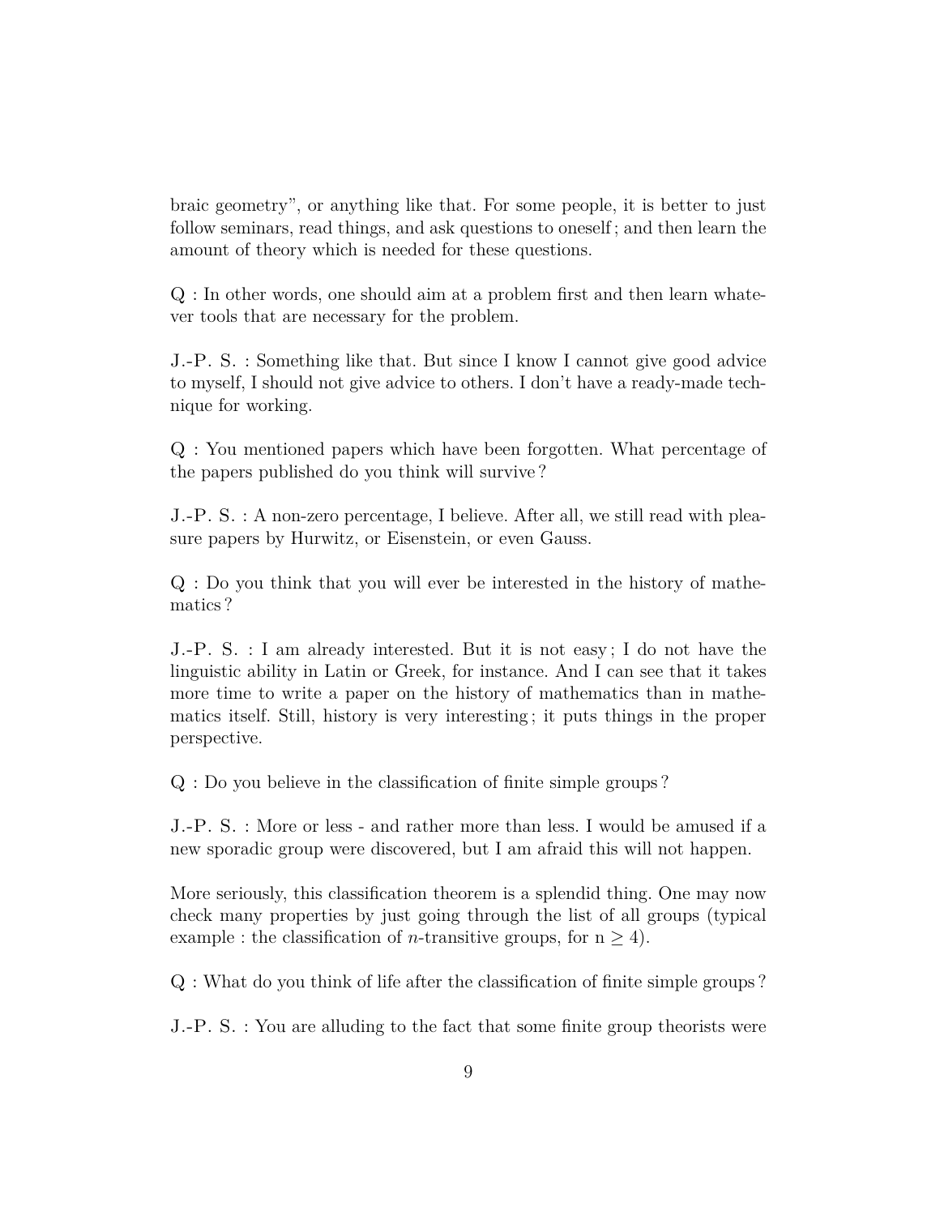braic geometry", or anything like that. For some people, it is better to just follow seminars, read things, and ask questions to oneself ; and then learn the amount of theory which is needed for these questions.

Q : In other words, one should aim at a problem first and then learn whatever tools that are necessary for the problem.

J.-P. S. : Something like that. But since I know I cannot give good advice to myself, I should not give advice to others. I don't have a ready-made technique for working.

Q : You mentioned papers which have been forgotten. What percentage of the papers published do you think will survive ?

J.-P. S. : A non-zero percentage, I believe. After all, we still read with pleasure papers by Hurwitz, or Eisenstein, or even Gauss.

Q : Do you think that you will ever be interested in the history of mathematics ?

J.-P. S. : I am already interested. But it is not easy ; I do not have the linguistic ability in Latin or Greek, for instance. And I can see that it takes more time to write a paper on the history of mathematics than in mathematics itself. Still, history is very interesting ; it puts things in the proper perspective.

Q : Do you believe in the classification of finite simple groups ?

J.-P. S. : More or less - and rather more than less. I would be amused if a new sporadic group were discovered, but I am afraid this will not happen.

More seriously, this classification theorem is a splendid thing. One may now check many properties by just going through the list of all groups (typical example : the classification of $n$-transitive groups, for $n \geq 4$).

Q : What do you think of life after the classification of finite simple groups ?

J.-P. S. : You are alluding to the fact that some finite group theorists were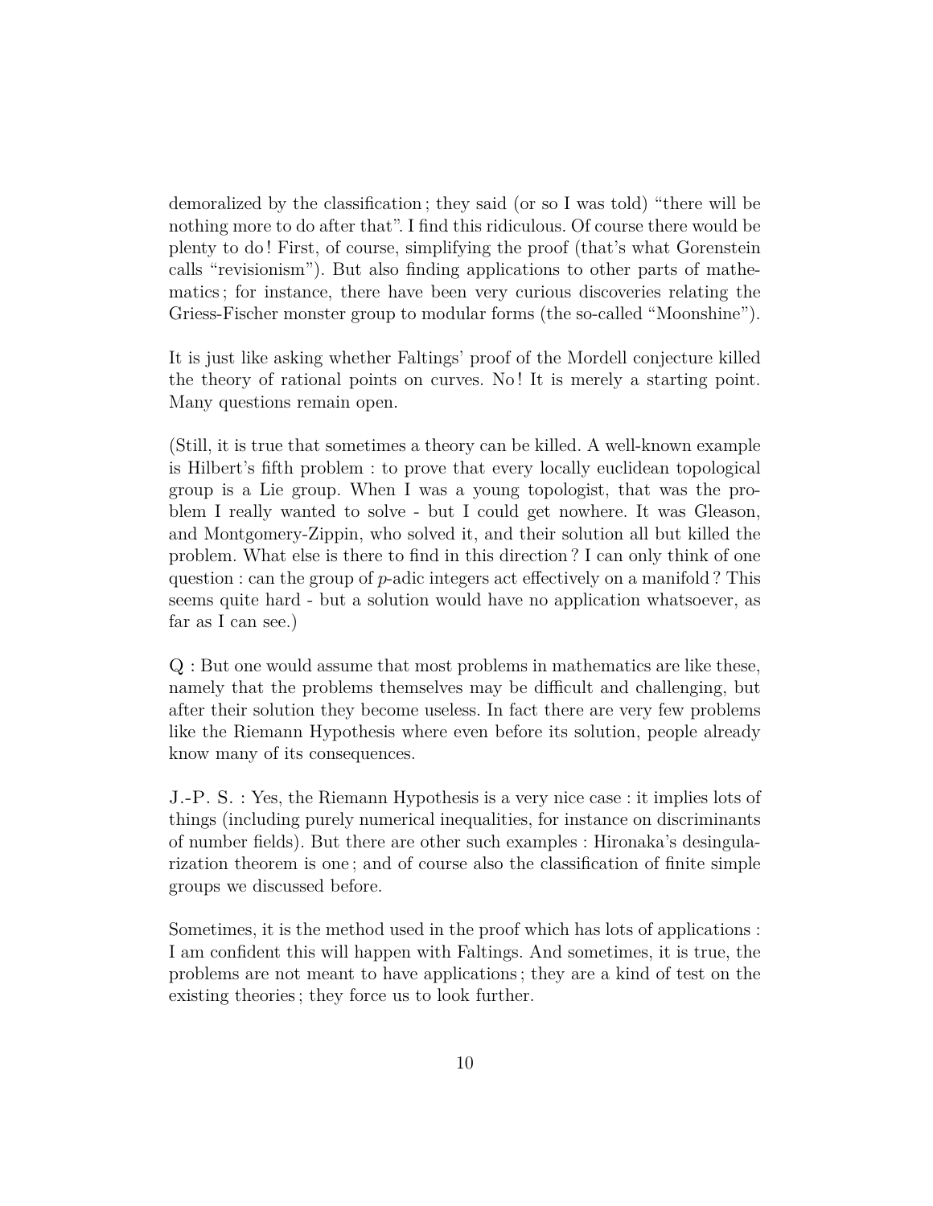demoralized by the classification ; they said (or so I was told) "there will be nothing more to do after that". I find this ridiculous. Of course there would be plenty to do ! First, of course, simplifying the proof (that's what Gorenstein calls "revisionism"). But also finding applications to other parts of mathematics ; for instance, there have been very curious discoveries relating the Griess-Fischer monster group to modular forms (the so-called "Moonshine").

It is just like asking whether Faltings' proof of the Mordell conjecture killed the theory of rational points on curves. No ! It is merely a starting point. Many questions remain open.

(Still, it is true that sometimes a theory can be killed. A well-known example is Hilbert's fifth problem : to prove that every locally euclidean topological group is a Lie group. When I was a young topologist, that was the problem I really wanted to solve - but I could get nowhere. It was Gleason, and Montgomery-Zippin, who solved it, and their solution all but killed the problem. What else is there to find in this direction ? I can only think of one question : can the group of $p$-adic integers act effectively on a manifold ? This seems quite hard - but a solution would have no application whatsoever, as far as I can see.)

Q : But one would assume that most problems in mathematics are like these, namely that the problems themselves may be difficult and challenging, but after their solution they become useless. In fact there are very few problems like the Riemann Hypothesis where even before its solution, people already know many of its consequences.

J.-P. S. : Yes, the Riemann Hypothesis is a very nice case : it implies lots of things (including purely numerical inequalities, for instance on discriminants of number fields). But there are other such examples : Hironaka's desingularization theorem is one ; and of course also the classification of finite simple groups we discussed before.

Sometimes, it is the method used in the proof which has lots of applications : I am confident this will happen with Faltings. And sometimes, it is true, the problems are not meant to have applications ; they are a kind of test on the existing theories ; they force us to look further.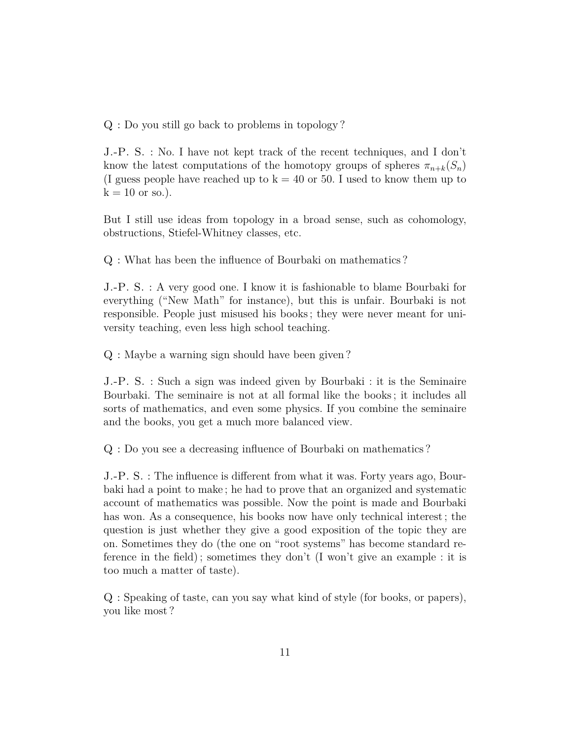Q : Do you still go back to problems in topology ?

J.-P. S. : No. I have not kept track of the recent techniques, and I don't know the latest computations of the homotopy groups of spheres $\pi_{n+k}(S_n)$ (I guess people have reached up to k = 40 or 50. I used to know them up to k = 10 or so.).

But I still use ideas from topology in a broad sense, such as cohomology, obstructions, Stiefel-Whitney classes, etc.

Q : What has been the influence of Bourbaki on mathematics ?

J.-P. S. : A very good one. I know it is fashionable to blame Bourbaki for everything ("New Math" for instance), but this is unfair. Bourbaki is not responsible. People just misused his books ; they were never meant for university teaching, even less high school teaching.

Q : Maybe a warning sign should have been given ?

J.-P. S. : Such a sign was indeed given by Bourbaki : it is the Seminaire Bourbaki. The seminaire is not at all formal like the books ; it includes all sorts of mathematics, and even some physics. If you combine the seminaire and the books, you get a much more balanced view.

Q : Do you see a decreasing influence of Bourbaki on mathematics ?

J.-P. S. : The influence is different from what it was. Forty years ago, Bourbaki had a point to make ; he had to prove that an organized and systematic account of mathematics was possible. Now the point is made and Bourbaki has won. As a consequence, his books now have only technical interest ; the question is just whether they give a good exposition of the topic they are on. Sometimes they do (the one on "root systems" has become standard reference in the field) ; sometimes they don't (I won't give an example : it is too much a matter of taste).

Q : Speaking of taste, can you say what kind of style (for books, or papers), you like most ?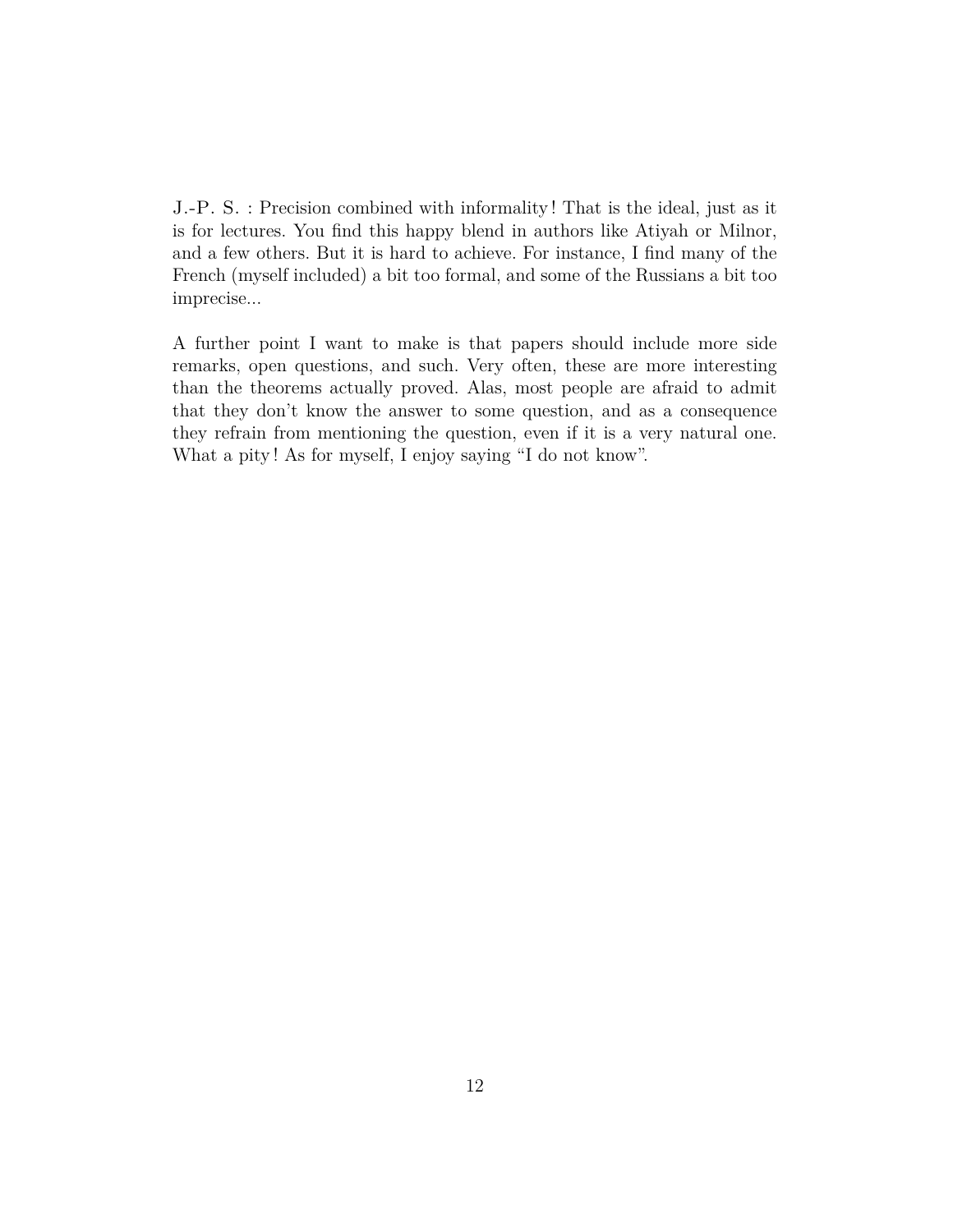J.-P. S. : Precision combined with informality ! That is the ideal, just as it is for lectures. You find this happy blend in authors like Atiyah or Milnor, and a few others. But it is hard to achieve. For instance, I find many of the French (myself included) a bit too formal, and some of the Russians a bit too imprecise...

A further point I want to make is that papers should include more side remarks, open questions, and such. Very often, these are more interesting than the theorems actually proved. Alas, most people are afraid to admit that they don't know the answer to some question, and as a consequence they refrain from mentioning the question, even if it is a very natural one. What a pity ! As for myself, I enjoy saying "I do not know".